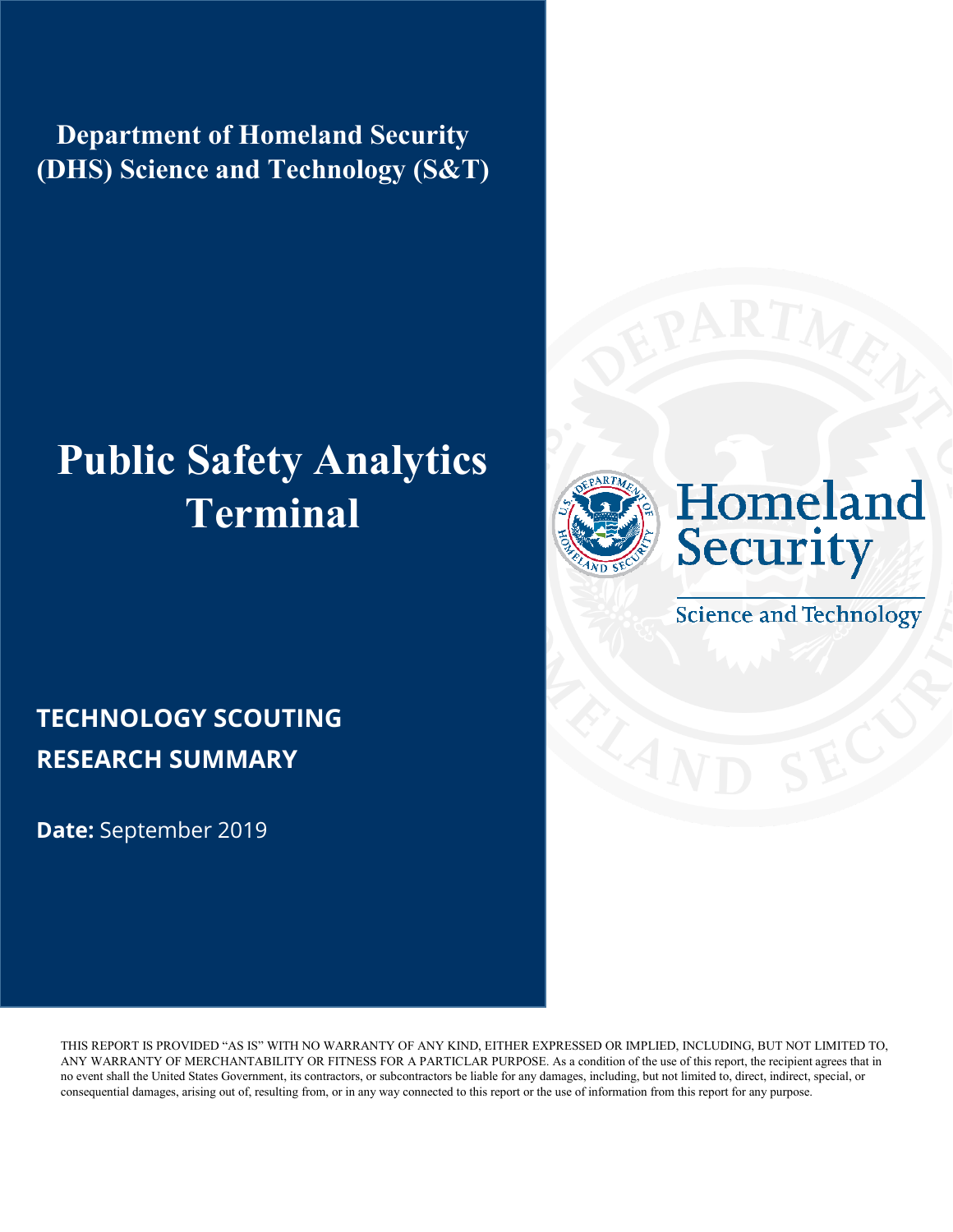**Department of Homeland Security (DHS) Science and Technology (S&T)**

# Public Safety Analytics Terminal

## TECHNOLOGY SCOUTING RESEARCH SUMMARY

**Date:** September 2019

Homeland Security

Science and Technology

THIS REPORT IS PROVIDED "AS IS" WITH NO WARRANTY OF ANY KIND, EITHER EXPRESSED OR IMPLIED, INCLUDING, BUT NOT LIMITED TO, ANY WARRANTY OF MERCHANTABILITY OR FITNESS FOR A PARTICLAR PURPOSE. As a condition of the use of this report, the recipient agrees that in no event shall the United States Government, its contractors, or subcontractors be liable for any damages, including, but not limited to, direct, indirect, special, or consequential damages, arising out of, resulting from, or in any way connected to this report or the use of information from this report for any purpose.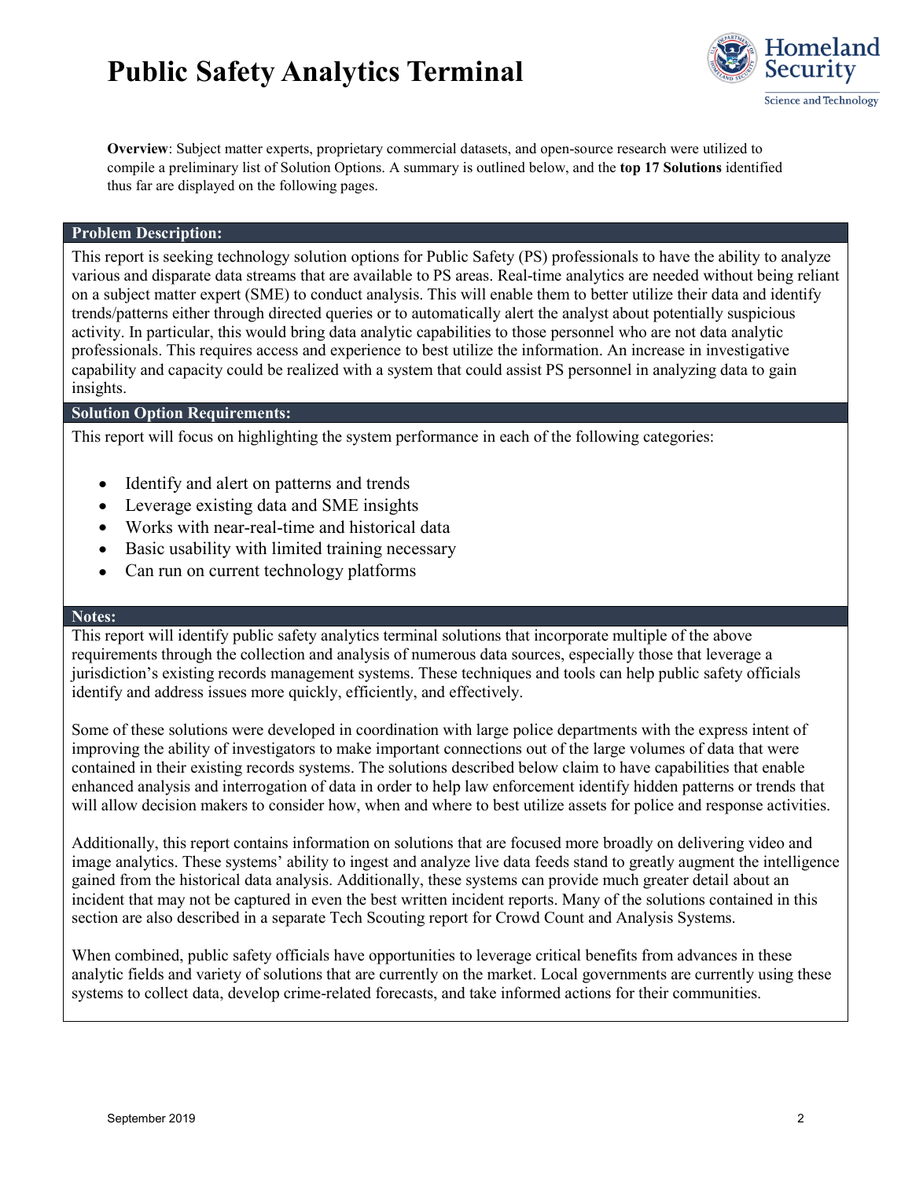# Public Safety Analytics Terminal

**Overview**: Subject matter experts, proprietary commercial datasets, and open-source research were utilized to compile a preliminary list of Solution Options. A summary is outlined below, and the **top 17 Solutions** identified thus far are displayed on the following pages.

## Problem Description:

This report is seeking technology solution options for Public Safety (PS) professionals to have the ability to analyze various and disparate data streams that are available to PS areas. Real-time analytics are needed without being reliant on a subject matter expert (SME) to conduct analysis. This will enable them to better utilize their data and identify trends/patterns either through directed queries or to automatically alert the analyst about potentially suspicious activity. In particular, this would bring data analytic capabilities to those personnel who are not data analytic professionals. This requires access and experience to best utilize the information. An increase in investigative capability and capacity could be realized with a system that could assist PS personnel in analyzing data to gain insights.

## Solution Option Requirements:

This report will focus on highlighting the system performance in each of the following categories:

- Identify and alert on patterns and trends
- Leverage existing data and SME insights
- Works with near-real-time and historical data
- Basic usability with limited training necessary
- Can run on current technology platforms

## Notes:

This report will identify public safety analytics terminal solutions that incorporate multiple of the above requirements through the collection and analysis of numerous data sources, especially those that leverage a jurisdiction's existing records management systems. These techniques and tools can help public safety officials identify and address issues more quickly, efficiently, and effectively.

Some of these solutions were developed in coordination with large police departments with the express intent of improving the ability of investigators to make important connections out of the large volumes of data that were contained in their existing records systems. The solutions described below claim to have capabilities that enable enhanced analysis and interrogation of data in order to help law enforcement identify hidden patterns or trends that will allow decision makers to consider how, when and where to best utilize assets for police and response activities.

Additionally, this report contains information on solutions that are focused more broadly on delivering video and image analytics. These systems' ability to ingest and analyze live data feeds stand to greatly augment the intelligence gained from the historical data analysis. Additionally, these systems can provide much greater detail about an incident that may not be captured in even the best written incident reports. Many of the solutions contained in this section are also described in a separate Tech Scouting report for Crowd Count and Analysis Systems.

When combined, public safety officials have opportunities to leverage critical benefits from advances in these analytic fields and variety of solutions that are currently on the market. Local governments are currently using these systems to collect data, develop crime-related forecasts, and take informed actions for their communities.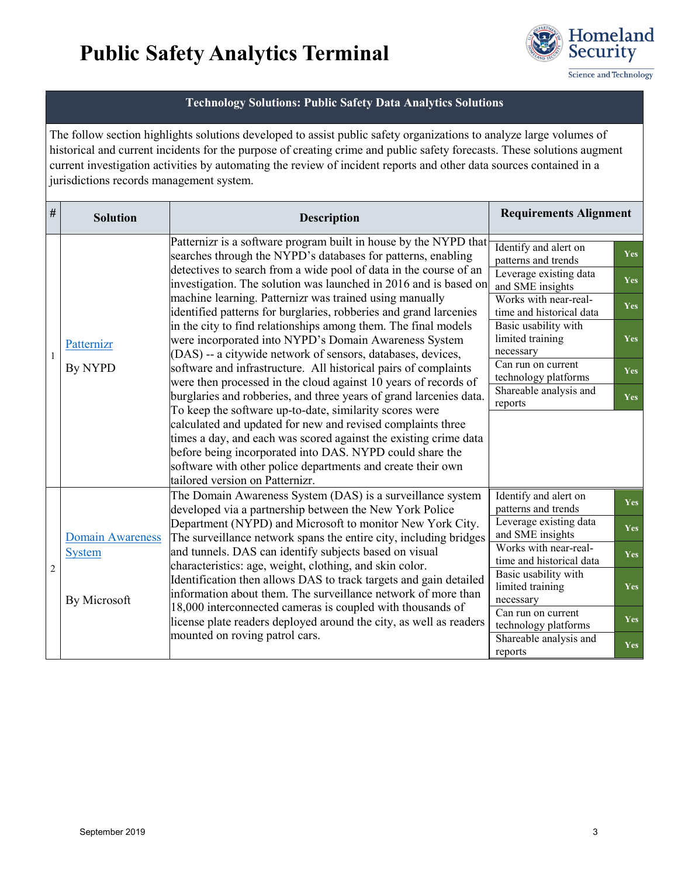# Public Safety Analytics Terminal

## Technology Solutions: Public Safety Data Analytics Solutions

The follow section highlights solutions developed to assist public safety organizations to analyze large volumes of historical and current incidents for the purpose of creating crime and public safety forecasts. These solutions augment current investigation activities by automating the review of incident reports and other data sources contained in a jurisdictions records management system.

| # | Solution | Description | Requirements Alignment | |
|---|---|---|---|---|
| 1 | Patternizr<br><br>By NYPD | Patternizr is a software program built in house by the NYPD that searches through the NYPD's databases for patterns, enabling detectives to search from a wide pool of data in the course of an investigation. The solution was launched in 2016 and is based on machine learning. Patternizr was trained using manually identified patterns for burglaries, robberies and grand larcenies in the city to find relationships among them. The final models were incorporated into NYPD's Domain Awareness System (DAS) -- a citywide network of sensors, databases, devices, software and infrastructure. All historical pairs of complaints were then processed in the cloud against 10 years of records of burglaries and robberies, and three years of grand larcenies data. To keep the software up-to-date, similarity scores were calculated and updated for new and revised complaints three times a day, and each was scored against the existing crime data before being incorporated into DAS. NYPD could share the software with other police departments and create their own tailored version on Patternizr. | Identify and alert on patterns and trends | Yes |
| | | | Leverage existing data and SME insights | Yes |
| | | | Works with near-real-time and historical data | Yes |
| | | | Basic usability with limited training necessary | Yes |
| | | | Can run on current technology platforms | Yes |
| | | | Shareable analysis and reports | Yes |
| 2 | Domain Awareness System<br><br>By Microsoft | The Domain Awareness System (DAS) is a surveillance system developed via a partnership between the New York Police Department (NYPD) and Microsoft to monitor New York City. The surveillance network spans the entire city, including bridges and tunnels. DAS can identify subjects based on visual characteristics: age, weight, clothing, and skin color. Identification then allows DAS to track targets and gain detailed information about them. The surveillance network of more than 18,000 interconnected cameras is coupled with thousands of license plate readers deployed around the city, as well as readers mounted on roving patrol cars. | Identify and alert on patterns and trends | Yes |
| | | | Leverage existing data and SME insights | Yes |
| | | | Works with near-real-time and historical data | Yes |
| | | | Basic usability with limited training necessary | Yes |
| | | | Can run on current technology platforms | Yes |
| | | | Shareable analysis and reports | Yes |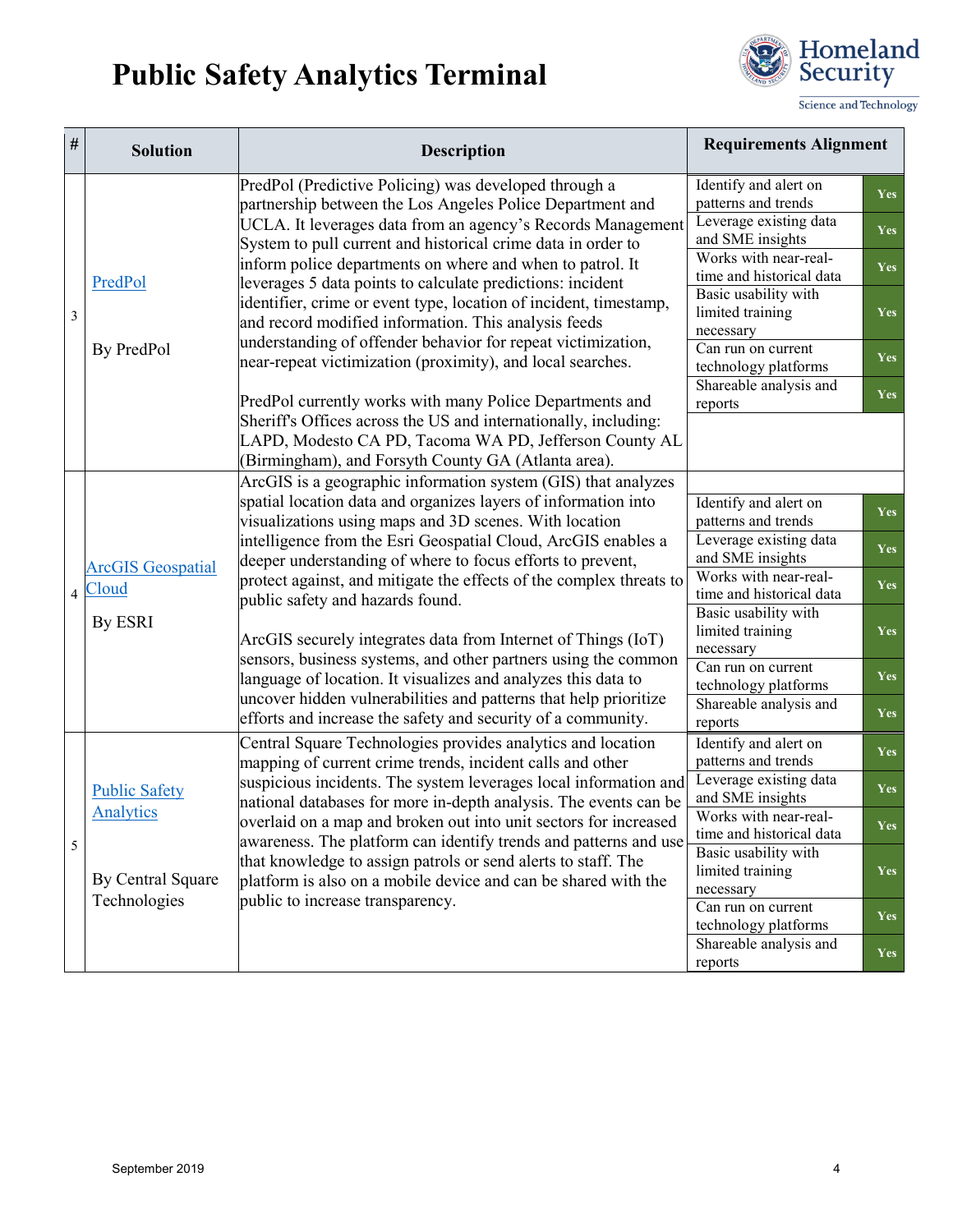# Public Safety Analytics Terminal

| # | Solution | Description | Requirements Alignment | |
|---|---|---|---|---|
| 3 | PredPol<br><br>By PredPol | PredPol (Predictive Policing) was developed through a partnership between the Los Angeles Police Department and UCLA. It leverages data from an agency's Records Management System to pull current and historical crime data in order to inform police departments on where and when to patrol. It leverages 5 data points to calculate predictions: incident identifier, crime or event type, location of incident, timestamp, and record modified information. This analysis feeds understanding of offender behavior for repeat victimization, near-repeat victimization (proximity), and local searches.<br><br>PredPol currently works with many Police Departments and Sheriff's Offices across the US and internationally, including: LAPD, Modesto CA PD, Tacoma WA PD, Jefferson County AL (Birmingham), and Forsyth County GA (Atlanta area). | Identify and alert on patterns and trends | Yes |
| | | | Leverage existing data and SME insights | Yes |
| | | | Works with near-real-time and historical data | Yes |
| | | | Basic usability with limited training necessary | Yes |
| | | | Can run on current technology platforms | Yes |
| | | | Shareable analysis and reports | Yes |
| 4 | ArcGIS Geospatial Cloud<br><br>By ESRI | ArcGIS is a geographic information system (GIS) that analyzes spatial location data and organizes layers of information into visualizations using maps and 3D scenes. With location intelligence from the Esri Geospatial Cloud, ArcGIS enables a deeper understanding of where to focus efforts to prevent, protect against, and mitigate the effects of the complex threats to public safety and hazards found.<br><br>ArcGIS securely integrates data from Internet of Things (IoT) sensors, business systems, and other partners using the common language of location. It visualizes and analyzes this data to uncover hidden vulnerabilities and patterns that help prioritize efforts and increase the safety and security of a community. | Identify and alert on patterns and trends | Yes |
| | | | Leverage existing data and SME insights | Yes |
| | | | Works with near-real-time and historical data | Yes |
| | | | Basic usability with limited training necessary | Yes |
| | | | Can run on current technology platforms | Yes |
| | | | Shareable analysis and reports | Yes |
| 5 | Public Safety Analytics<br><br>By Central Square Technologies | Central Square Technologies provides analytics and location mapping of current crime trends, incident calls and other suspicious incidents. The system leverages local information and national databases for more in-depth analysis. The events can be overlaid on a map and broken out into unit sectors for increased awareness. The platform can identify trends and patterns and use that knowledge to assign patrols or send alerts to staff. The platform is also on a mobile device and can be shared with the public to increase transparency. | Identify and alert on patterns and trends | Yes |
| | | | Leverage existing data and SME insights | Yes |
| | | | Works with near-real-time and historical data | Yes |
| | | | Basic usability with limited training necessary | Yes |
| | | | Can run on current technology platforms | Yes |
| | | | Shareable analysis and reports | Yes |

September 2019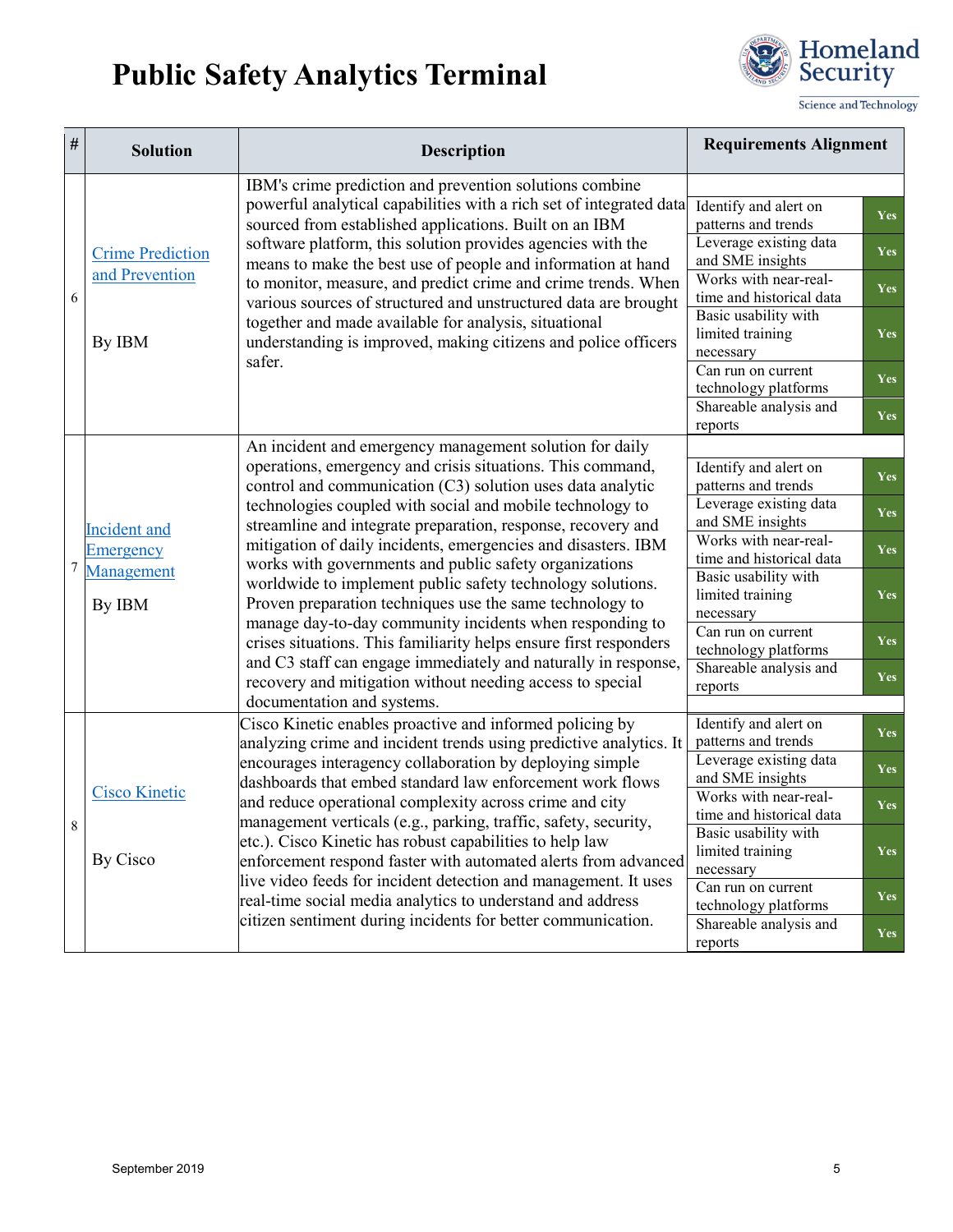# Public Safety Analytics Terminal

| # | Solution | Description | Requirements Alignment | |
|---|---|---|---|---|
| 6 | Crime Prediction and Prevention<br><br>By IBM | IBM's crime prediction and prevention solutions combine powerful analytical capabilities with a rich set of integrated data sourced from established applications. Built on an IBM software platform, this solution provides agencies with the means to make the best use of people and information at hand to monitor, measure, and predict crime and crime trends. When various sources of structured and unstructured data are brought together and made available for analysis, situational understanding is improved, making citizens and police officers safer. | Identify and alert on patterns and trends | Yes |
| | | | Leverage existing data and SME insights | Yes |
| | | | Works with near-real-time and historical data | Yes |
| | | | Basic usability with limited training necessary | Yes |
| | | | Can run on current technology platforms | Yes |
| | | | Shareable analysis and reports | Yes |
| 7 | Incident and Emergency Management<br><br>By IBM | An incident and emergency management solution for daily operations, emergency and crisis situations. This command, control and communication (C3) solution uses data analytic technologies coupled with social and mobile technology to streamline and integrate preparation, response, recovery and mitigation of daily incidents, emergencies and disasters. IBM works with governments and public safety organizations worldwide to implement public safety technology solutions. Proven preparation techniques use the same technology to manage day-to-day community incidents when responding to crises situations. This familiarity helps ensure first responders and C3 staff can engage immediately and naturally in response, recovery and mitigation without needing access to special documentation and systems. | Identify and alert on patterns and trends | Yes |
| | | | Leverage existing data and SME insights | Yes |
| | | | Works with near-real-time and historical data | Yes |
| | | | Basic usability with limited training necessary | Yes |
| | | | Can run on current technology platforms | Yes |
| | | | Shareable analysis and reports | Yes |
| 8 | Cisco Kinetic<br><br>By Cisco | Cisco Kinetic enables proactive and informed policing by analyzing crime and incident trends using predictive analytics. It encourages interagency collaboration by deploying simple dashboards that embed standard law enforcement work flows and reduce operational complexity across crime and city management verticals (e.g., parking, traffic, safety, security, etc.). Cisco Kinetic has robust capabilities to help law enforcement respond faster with automated alerts from advanced live video feeds for incident detection and management. It uses real-time social media analytics to understand and address citizen sentiment during incidents for better communication. | Identify and alert on patterns and trends | Yes |
| | | | Leverage existing data and SME insights | Yes |
| | | | Works with near-real-time and historical data | Yes |
| | | | Basic usability with limited training necessary | Yes |
| | | | Can run on current technology platforms | Yes |
| | | | Shareable analysis and reports | Yes |

September 2019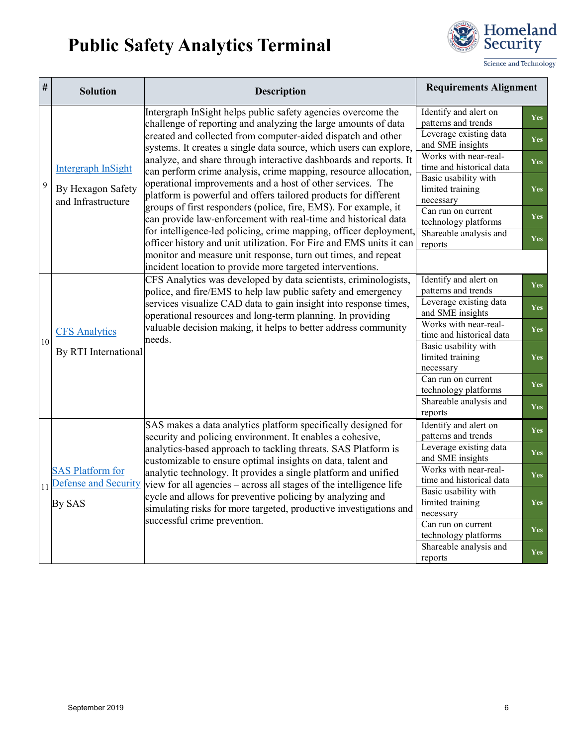# Public Safety Analytics Terminal

| # | Solution | Description | Requirements Alignment | |
|---|---|---|---|---|
| 9 | Intergraph InSight<br><br>By Hexagon Safety and Infrastructure | Intergraph InSight helps public safety agencies overcome the challenge of reporting and analyzing the large amounts of data created and collected from computer-aided dispatch and other systems. It creates a single data source, which users can explore, analyze, and share through interactive dashboards and reports. It can perform crime analysis, crime mapping, resource allocation, operational improvements and a host of other services. The platform is powerful and offers tailored products for different groups of first responders (police, fire, EMS). For example, it can provide law-enforcement with real-time and historical data for intelligence-led policing, crime mapping, officer deployment, officer history and unit utilization. For Fire and EMS units it can monitor and measure unit response, turn out times, and repeat incident location to provide more targeted interventions. | Identify and alert on patterns and trends | Yes |
| | | | Leverage existing data and SME insights | Yes |
| | | | Works with near-real-time and historical data | Yes |
| | | | Basic usability with limited training necessary | Yes |
| | | | Can run on current technology platforms | Yes |
| | | | Shareable analysis and reports | Yes |
| 10 | CFS Analytics<br><br>By RTI International | CFS Analytics was developed by data scientists, criminologists, police, and fire/EMS to help law public safety and emergency services visualize CAD data to gain insight into response times, operational resources and long-term planning. In providing valuable decision making, it helps to better address community needs. | Identify and alert on patterns and trends | Yes |
| | | | Leverage existing data and SME insights | Yes |
| | | | Works with near-real-time and historical data | Yes |
| | | | Basic usability with limited training necessary | Yes |
| | | | Can run on current technology platforms | Yes |
| | | | Shareable analysis and reports | Yes |
| 11 | SAS Platform for Defense and Security<br><br>By SAS | SAS makes a data analytics platform specifically designed for security and policing environment. It enables a cohesive, analytics-based approach to tackling threats. SAS Platform is customizable to ensure optimal insights on data, talent and analytic technology. It provides a single platform and unified view for all agencies – across all stages of the intelligence life cycle and allows for preventive policing by analyzing and simulating risks for more targeted, productive investigations and successful crime prevention. | Identify and alert on patterns and trends | Yes |
| | | | Leverage existing data and SME insights | Yes |
| | | | Works with near-real-time and historical data | Yes |
| | | | Basic usability with limited training necessary | Yes |
| | | | Can run on current technology platforms | Yes |
| | | | Shareable analysis and reports | Yes |

September 2019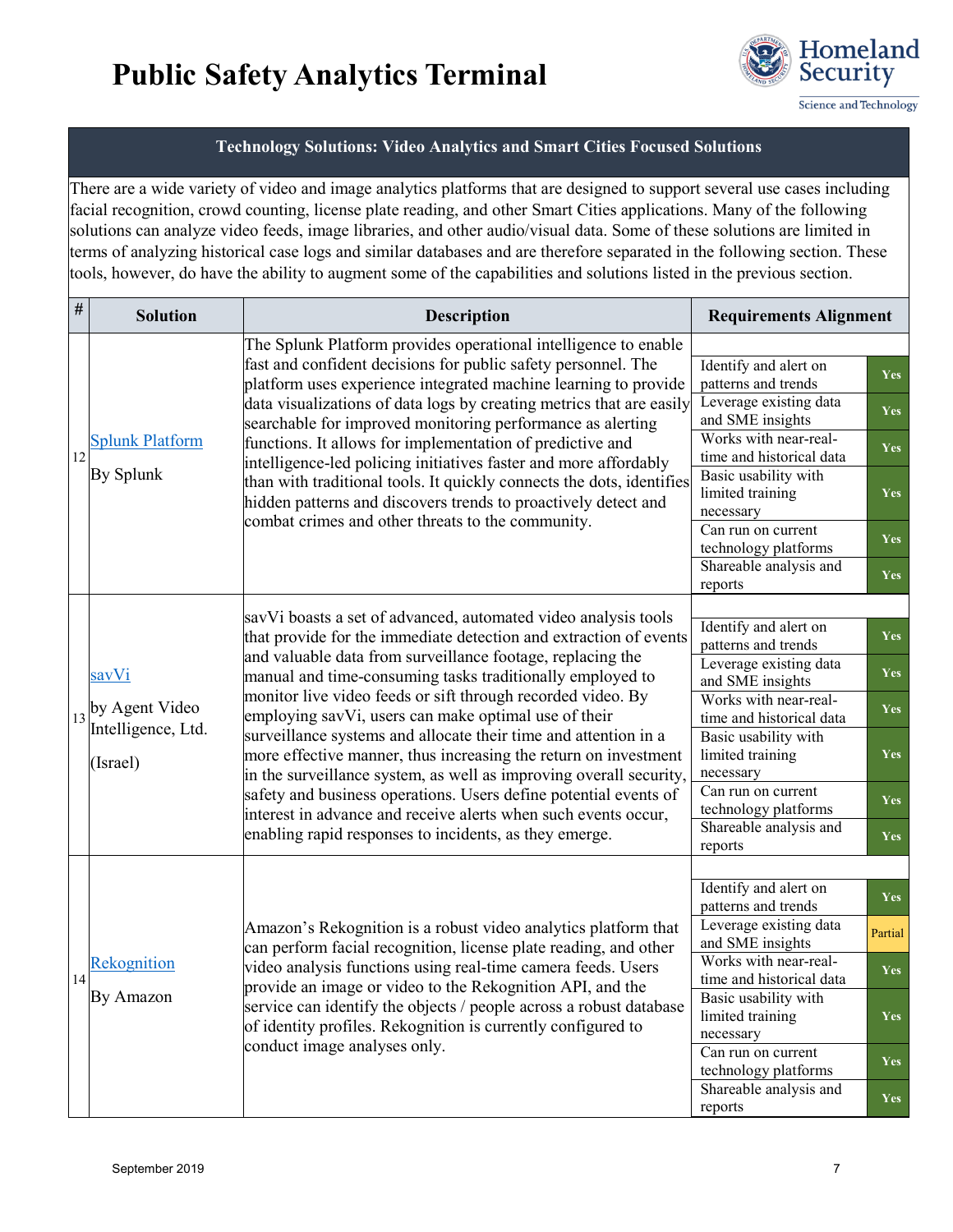# Public Safety Analytics Terminal

## Technology Solutions: Video Analytics and Smart Cities Focused Solutions

There are a wide variety of video and image analytics platforms that are designed to support several use cases including facial recognition, crowd counting, license plate reading, and other Smart Cities applications. Many of the following solutions can analyze video feeds, image libraries, and other audio/visual data. Some of these solutions are limited in terms of analyzing historical case logs and similar databases and are therefore separated in the following section. These tools, however, do have the ability to augment some of the capabilities and solutions listed in the previous section.

| # | Solution | Description | Requirements Alignment | |
|---|---|---|---|---|
| 12 | Splunk Platform<br>By Splunk | The Splunk Platform provides operational intelligence to enable fast and confident decisions for public safety personnel. The platform uses experience integrated machine learning to provide data visualizations of data logs by creating metrics that are easily searchable for improved monitoring performance as alerting functions. It allows for implementation of predictive and intelligence-led policing initiatives faster and more affordably than with traditional tools. It quickly connects the dots, identifies hidden patterns and discovers trends to proactively detect and combat crimes and other threats to the community. | Identify and alert on patterns and trends | Yes |
| | | | Leverage existing data and SME insights | Yes |
| | | | Works with near-real-time and historical data | Yes |
| | | | Basic usability with limited training necessary | Yes |
| | | | Can run on current technology platforms | Yes |
| | | | Shareable analysis and reports | Yes |
| 13 | savVi<br>by Agent Video Intelligence, Ltd.<br>(Israel) | savVi boasts a set of advanced, automated video analysis tools that provide for the immediate detection and extraction of events and valuable data from surveillance footage, replacing the manual and time-consuming tasks traditionally employed to monitor live video feeds or sift through recorded video. By employing savVi, users can make optimal use of their surveillance systems and allocate their time and attention in a more effective manner, thus increasing the return on investment in the surveillance system, as well as improving overall security, safety and business operations. Users define potential events of interest in advance and receive alerts when such events occur, enabling rapid responses to incidents, as they emerge. | Identify and alert on patterns and trends | Yes |
| | | | Leverage existing data and SME insights | Yes |
| | | | Works with near-real-time and historical data | Yes |
| | | | Basic usability with limited training necessary | Yes |
| | | | Can run on current technology platforms | Yes |
| | | | Shareable analysis and reports | Yes |
| 14 | Rekognition<br>By Amazon | Amazon's Rekognition is a robust video analytics platform that can perform facial recognition, license plate reading, and other video analysis functions using real-time camera feeds. Users provide an image or video to the Rekognition API, and the service can identify the objects / people across a robust database of identity profiles. Rekognition is currently configured to conduct image analyses only. | Identify and alert on patterns and trends | Yes |
| | | | Leverage existing data and SME insights | Partial |
| | | | Works with near-real-time and historical data | Yes |
| | | | Basic usability with limited training necessary | Yes |
| | | | Can run on current technology platforms | Yes |
| | | | Shareable analysis and reports | Yes |

September 2019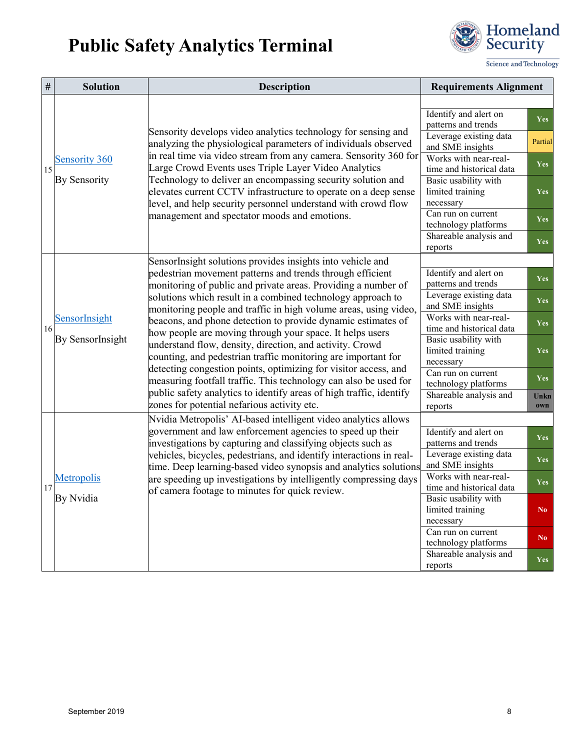# Public Safety Analytics Terminal

| # | Solution | Description | Requirements Alignment | |
|---|---|---|---|---|
| 15 | Sensority 360<br><br>By Sensority | Sensority develops video analytics technology for sensing and analyzing the physiological parameters of individuals observed in real time via video stream from any camera. Sensority 360 for Large Crowd Events uses Triple Layer Video Analytics Technology to deliver an encompassing security solution and elevates current CCTV infrastructure to operate on a deep sense level, and help security personnel understand with crowd flow management and spectator moods and emotions. | Identify and alert on patterns and trends | Yes |
| | | | Leverage existing data and SME insights | Partial |
| | | | Works with near-real-time and historical data | Yes |
| | | | Basic usability with limited training necessary | Yes |
| | | | Can run on current technology platforms | Yes |
| | | | Shareable analysis and reports | Yes |
| 16 | SensorInsight<br><br>By SensorInsight | SensorInsight solutions provides insights into vehicle and pedestrian movement patterns and trends through efficient monitoring of public and private areas. Providing a number of solutions which result in a combined technology approach to monitoring people and traffic in high volume areas, using video, beacons, and phone detection to provide dynamic estimates of how people are moving through your space. It helps users understand flow, density, direction, and activity. Crowd counting, and pedestrian traffic monitoring are important for detecting congestion points, optimizing for visitor access, and measuring footfall traffic. This technology can also be used for public safety analytics to identify areas of high traffic, identify zones for potential nefarious activity etc. | Identify and alert on patterns and trends | Yes |
| | | | Leverage existing data and SME insights | Yes |
| | | | Works with near-real-time and historical data | Yes |
| | | | Basic usability with limited training necessary | Yes |
| | | | Can run on current technology platforms | Yes |
| | | | Shareable analysis and reports | Unknown |
| 17 | Metropolis<br><br>By Nvidia | Nvidia Metropolis' AI-based intelligent video analytics allows government and law enforcement agencies to speed up their investigations by capturing and classifying objects such as vehicles, bicycles, pedestrians, and identify interactions in real-time. Deep learning-based video synopsis and analytics solutions are speeding up investigations by intelligently compressing days of camera footage to minutes for quick review. | Identify and alert on patterns and trends | Yes |
| | | | Leverage existing data and SME insights | Yes |
| | | | Works with near-real-time and historical data | Yes |
| | | | Basic usability with limited training necessary | No |
| | | | Can run on current technology platforms | No |
| | | | Shareable analysis and reports | Yes |